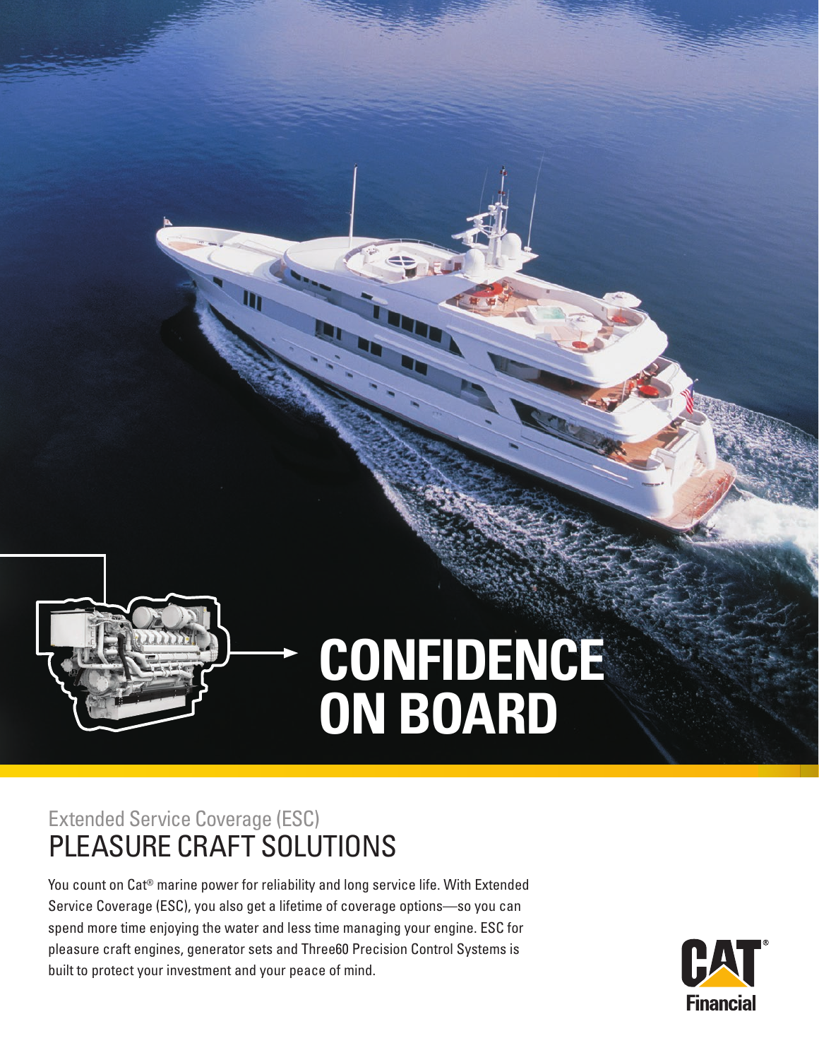# CONFIDENCE ON BOARD

## Extended Service Coverage (ESC)

# PLEASURE CRAFT SOLUTIONS

You count on Cat® marine power for reliability and long service life. With Extended Service Coverage (ESC), you also get a lifetime of coverage options—so you can spend more time enjoying the water and less time managing your engine. ESC for pleasure craft engines, generator sets and Three60 Precision Control Systems is built to protect your investment and your peace of mind.

CAT® Financial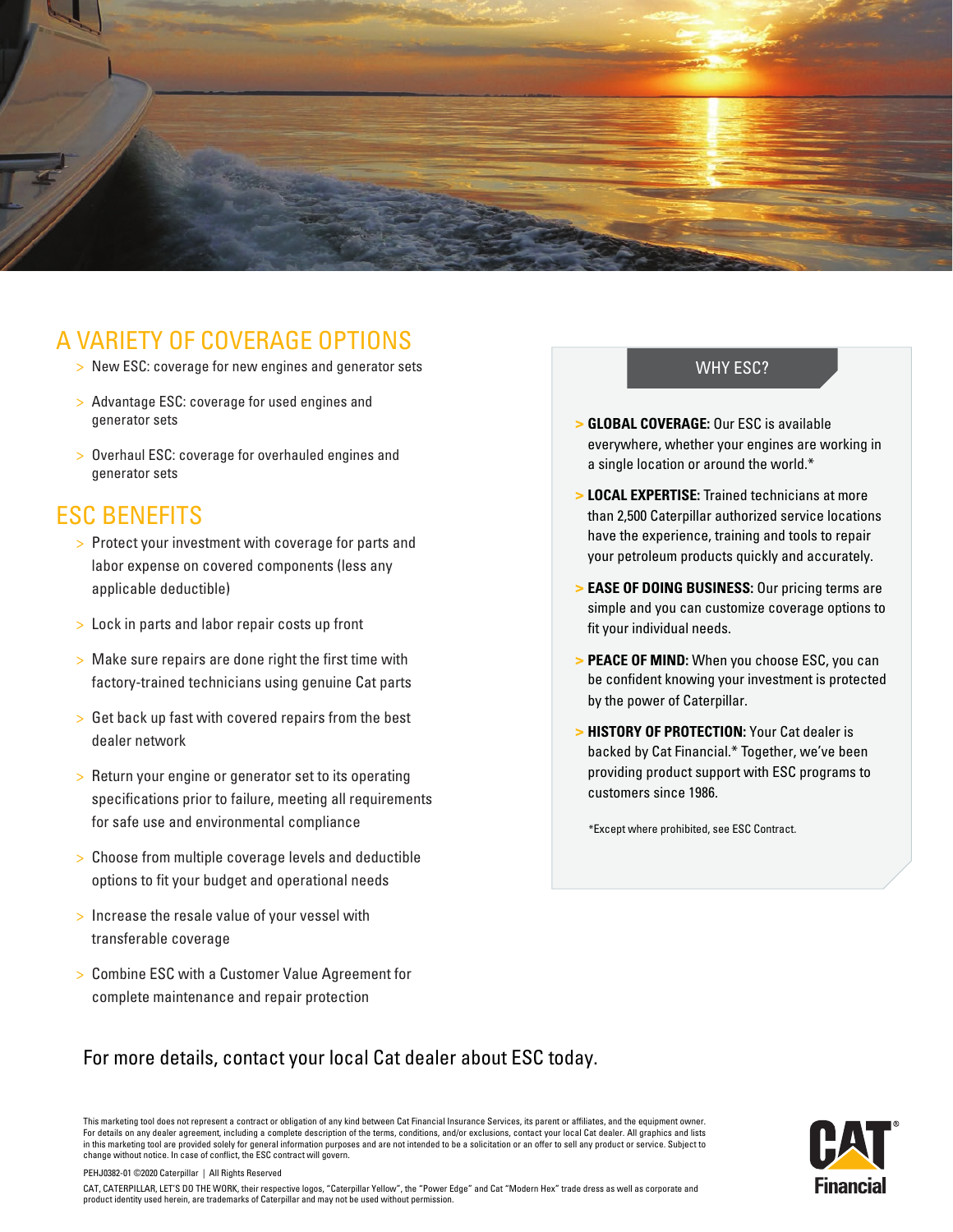## A VARIETY OF COVERAGE OPTIONS

- New ESC: coverage for new engines and generator sets
- Advantage ESC: coverage for used engines and generator sets
- Overhaul ESC: coverage for overhauled engines and generator sets

## ESC BENEFITS

- Protect your investment with coverage for parts and labor expense on covered components (less any applicable deductible)
- Lock in parts and labor repair costs up front
- Make sure repairs are done right the first time with factory-trained technicians using genuine Cat parts
- Get back up fast with covered repairs from the best dealer network
- Return your engine or generator set to its operating specifications prior to failure, meeting all requirements for safe use and environmental compliance
- Choose from multiple coverage levels and deductible options to fit your budget and operational needs
- Increase the resale value of your vessel with transferable coverage
- Combine ESC with a Customer Value Agreement for complete maintenance and repair protection

### WHY ESC?

- **GLOBAL COVERAGE:** Our ESC is available everywhere, whether your engines are working in a single location or around the world.*
- **LOCAL EXPERTISE:** Trained technicians at more than 2,500 Caterpillar authorized service locations have the experience, training and tools to repair your petroleum products quickly and accurately.
- **EASE OF DOING BUSINESS:** Our pricing terms are simple and you can customize coverage options to fit your individual needs.
- **PEACE OF MIND:** When you choose ESC, you can be confident knowing your investment is protected by the power of Caterpillar.
- **HISTORY OF PROTECTION:** Your Cat dealer is backed by Cat Financial.* Together, we've been providing product support with ESC programs to customers since 1986.

*Except where prohibited, see ESC Contract.

For more details, contact your local Cat dealer about ESC today.

This marketing tool does not represent a contract or obligation of any kind between Cat Financial Insurance Services, its parent or affiliates, and the equipment owner. For details on any dealer agreement, including a complete description of the terms, conditions, and/or exclusions, contact your local Cat dealer. All graphics and lists in this marketing tool are provided solely for general information purposes and are not intended to be a solicitation or an offer to sell any product or service. Subject to change without notice. In case of conflict, the ESC contract will govern.

PEHJ0382-01 ©2020 Caterpillar | All Rights Reserved

CAT, CATERPILLAR, LET'S DO THE WORK, their respective logos, "Caterpillar Yellow", the "Power Edge" and Cat "Modern Hex" trade dress as well as corporate and product identity used herein, are trademarks of Caterpillar and may not be used without permission.

CAT® Financial